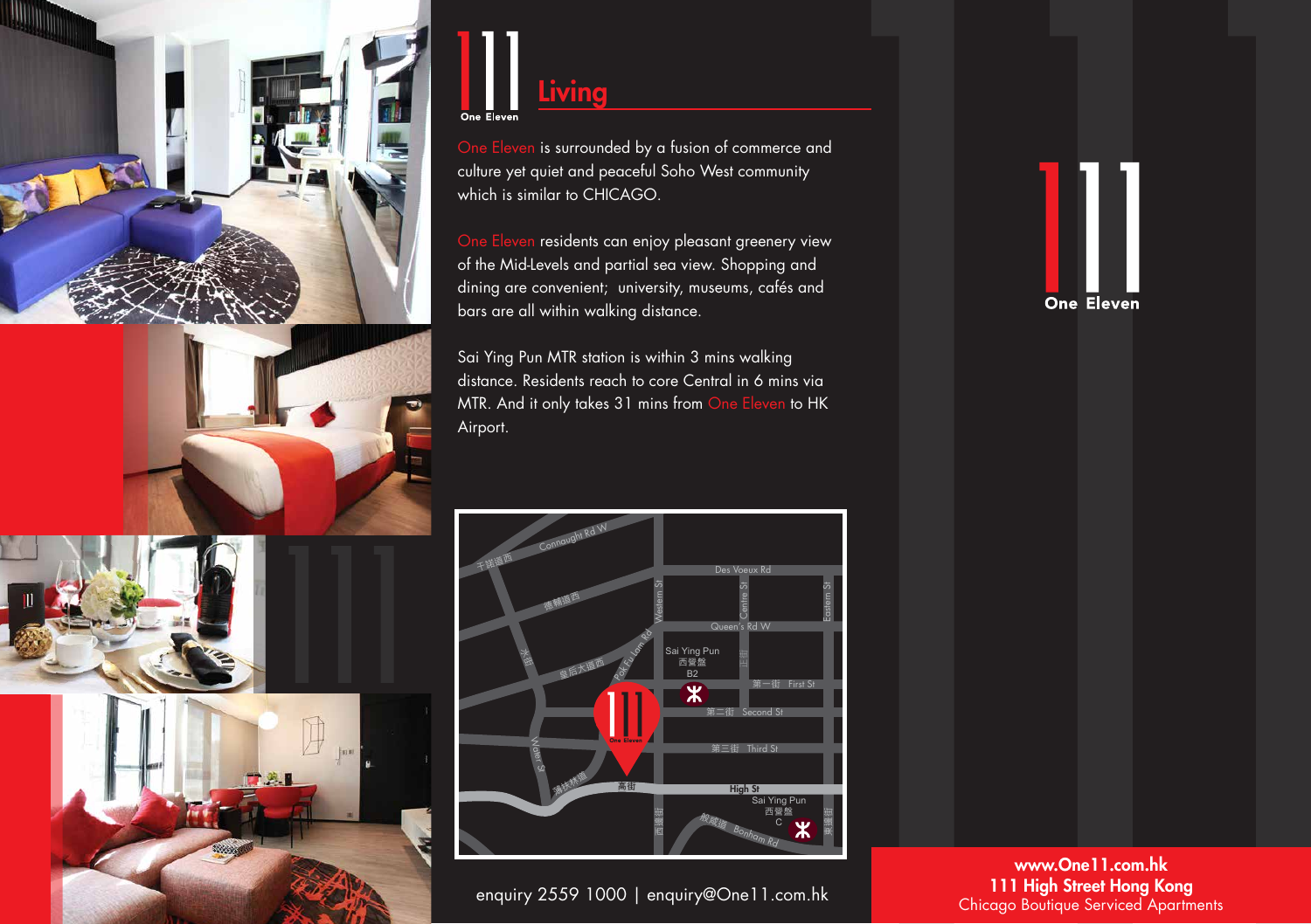# 111 One Eleven Living

One Eleven is surrounded by a fusion of commerce and culture yet quiet and peaceful Soho West community which is similar to CHICAGO.

One Eleven residents can enjoy pleasant greenery view of the Mid-Levels and partial sea view. Shopping and dining are convenient; university, museums, cafés and bars are all within walking distance.

Sai Ying Pun MTR station is within 3 mins walking distance. Residents reach to core Central in 6 mins via MTR. And it only takes 31 mins from One Eleven to HK Airport.

enquiry 2559 1000 | enquiry@One11.com.hk

111 One Eleven

**www.One11.com.hk**
**111 High Street Hong Kong**
Chicago Boutique Serviced Apartments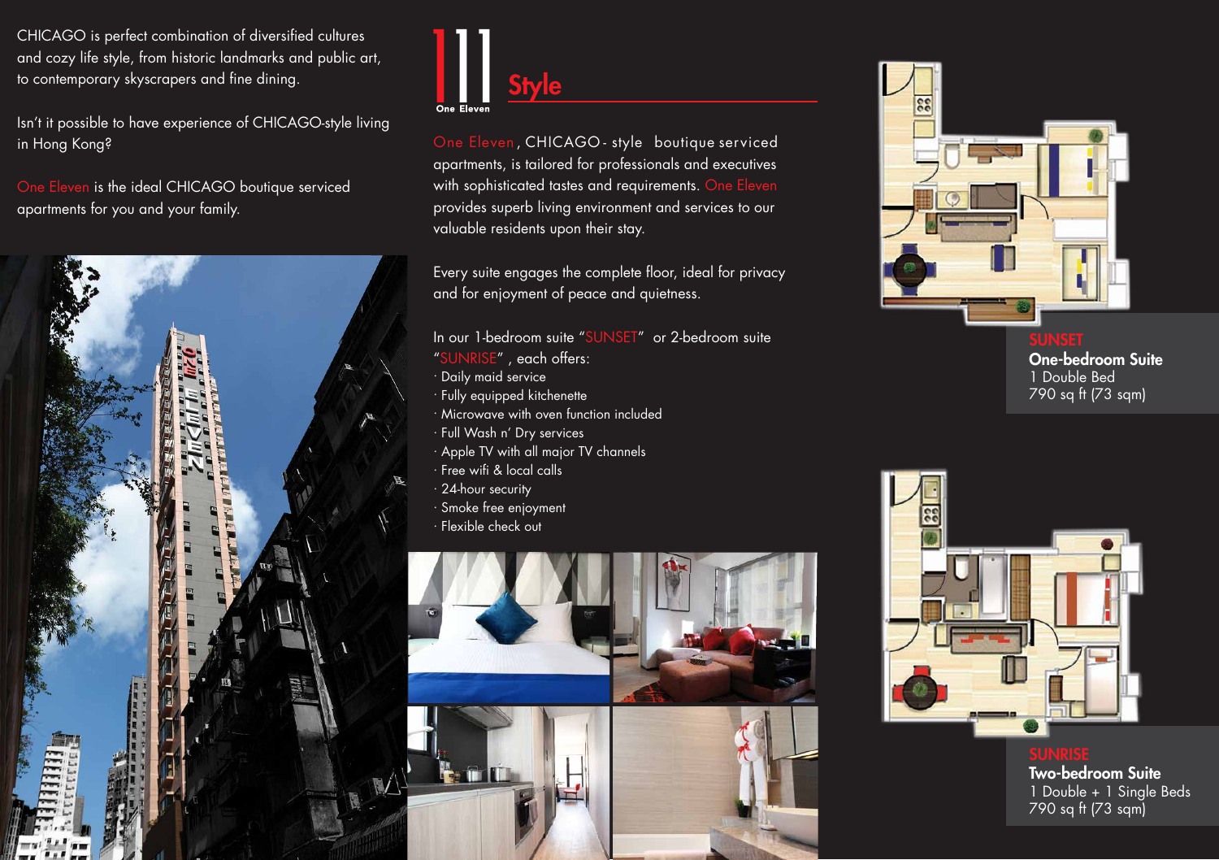CHICAGO is perfect combination of diversified cultures and cozy life style, from historic landmarks and public art, to contemporary skyscrapers and fine dining.

Isn't it possible to have experience of CHICAGO-style living in Hong Kong?

One Eleven is the ideal CHICAGO boutique serviced apartments for you and your family.

## 111 One Eleven Style

One Eleven, CHICAGO-style boutique serviced apartments, is tailored for professionals and executives with sophisticated tastes and requirements. One Eleven provides superb living environment and services to our valuable residents upon their stay.

Every suite engages the complete floor, ideal for privacy and for enjoyment of peace and quietness.

In our 1-bedroom suite "SUNSET" or 2-bedroom suite "SUNRISE", each offers:

- Daily maid service
- Fully equipped kitchenette
- Microwave with oven function included
- Full Wash n' Dry services
- Apple TV with all major TV channels
- Free wifi & local calls
- 24-hour security
- Smoke free enjoyment
- Flexible check out

**SUNSET**
**One-bedroom Suite**
1 Double Bed
790 sq ft (73 sqm)

**SUNRISE**
**Two-bedroom Suite**
1 Double + 1 Single Beds
790 sq ft (73 sqm)